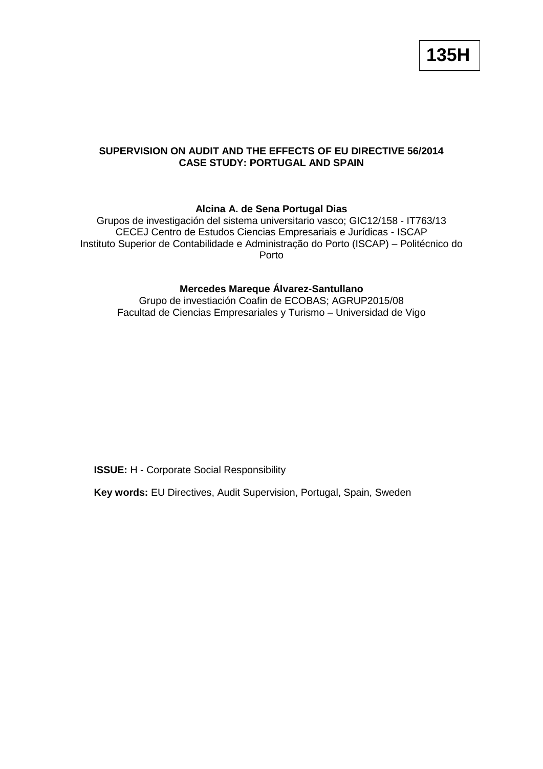**135H**

# SUPERVISION ON AUDIT AND THE EFFECTS OF EU DIRECTIVE 56/2014
## CASE STUDY: PORTUGAL AND SPAIN

**Alcina A. de Sena Portugal Dias**

Grupos de investigación del sistema universitario vasco; GIC12/158 - IT763/13
CECEJ Centro de Estudos Ciencias Empresariais e Jurídicas - ISCAP
Instituto Superior de Contabilidade e Administração do Porto (ISCAP) – Politécnico do Porto

**Mercedes Mareque Álvarez-Santullano**

Grupo de investiación Coafin de ECOBAS; AGRUP2015/08
Facultad de Ciencias Empresariales y Turismo – Universidad de Vigo

**ISSUE:** H - Corporate Social Responsibility

**Key words:** EU Directives, Audit Supervision, Portugal, Spain, Sweden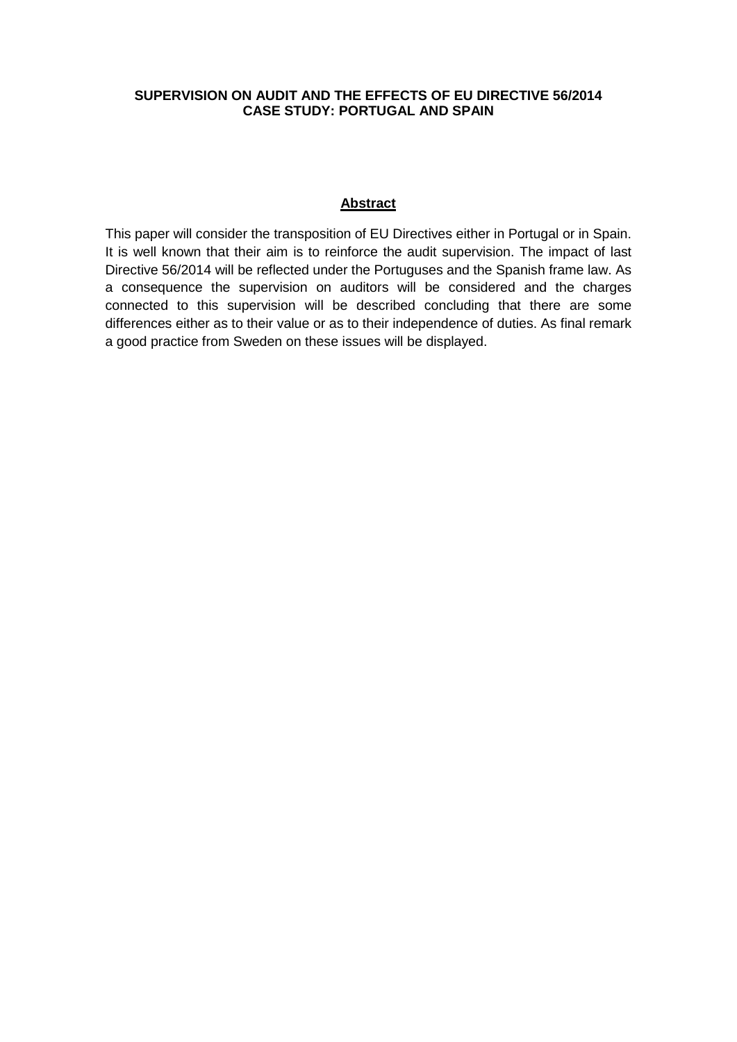**SUPERVISION ON AUDIT AND THE EFFECTS OF EU DIRECTIVE 56/2014**
**CASE STUDY: PORTUGAL AND SPAIN**

## Abstract

This paper will consider the transposition of EU Directives either in Portugal or in Spain. It is well known that their aim is to reinforce the audit supervision. The impact of last Directive 56/2014 will be reflected under the Portuguses and the Spanish frame law. As a consequence the supervision on auditors will be considered and the charges connected to this supervision will be described concluding that there are some differences either as to their value or as to their independence of duties. As final remark a good practice from Sweden on these issues will be displayed.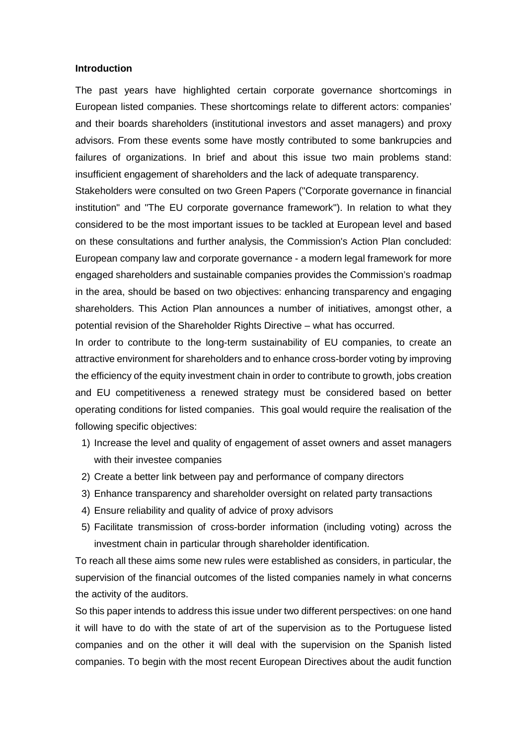**Introduction**

The past years have highlighted certain corporate governance shortcomings in European listed companies. These shortcomings relate to different actors: companies' and their boards shareholders (institutional investors and asset managers) and proxy advisors. From these events some have mostly contributed to some bankrupcies and failures of organizations. In brief and about this issue two main problems stand: insufficient engagement of shareholders and the lack of adequate transparency.

Stakeholders were consulted on two Green Papers ("Corporate governance in financial institution" and "The EU corporate governance framework"). In relation to what they considered to be the most important issues to be tackled at European level and based on these consultations and further analysis, the Commission's Action Plan concluded: European company law and corporate governance - a modern legal framework for more engaged shareholders and sustainable companies provides the Commission's roadmap in the area, should be based on two objectives: enhancing transparency and engaging shareholders. This Action Plan announces a number of initiatives, amongst other, a potential revision of the Shareholder Rights Directive – what has occurred.

In order to contribute to the long-term sustainability of EU companies, to create an attractive environment for shareholders and to enhance cross-border voting by improving the efficiency of the equity investment chain in order to contribute to growth, jobs creation and EU competitiveness a renewed strategy must be considered based on better operating conditions for listed companies. This goal would require the realisation of the following specific objectives:

1) Increase the level and quality of engagement of asset owners and asset managers with their investee companies
2) Create a better link between pay and performance of company directors
3) Enhance transparency and shareholder oversight on related party transactions
4) Ensure reliability and quality of advice of proxy advisors
5) Facilitate transmission of cross-border information (including voting) across the investment chain in particular through shareholder identification.

To reach all these aims some new rules were established as considers, in particular, the supervision of the financial outcomes of the listed companies namely in what concerns the activity of the auditors.

So this paper intends to address this issue under two different perspectives: on one hand it will have to do with the state of art of the supervision as to the Portuguese listed companies and on the other it will deal with the supervision on the Spanish listed companies. To begin with the most recent European Directives about the audit function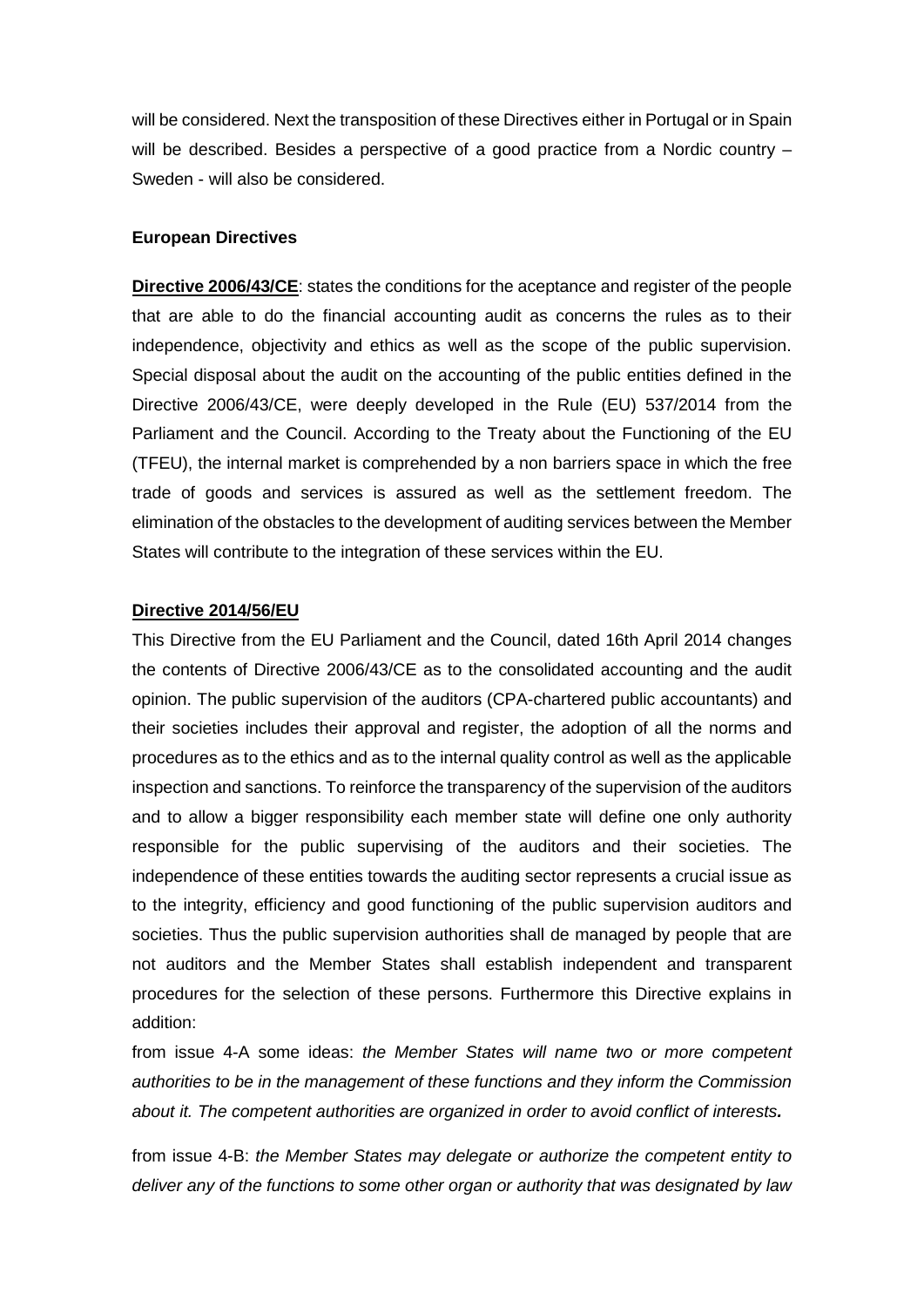will be considered. Next the transposition of these Directives either in Portugal or in Spain will be described. Besides a perspective of a good practice from a Nordic country – Sweden - will also be considered.

**European Directives**

**Directive 2006/43/CE**: states the conditions for the aceptance and register of the people that are able to do the financial accounting audit as concerns the rules as to their independence, objectivity and ethics as well as the scope of the public supervision. Special disposal about the audit on the accounting of the public entities defined in the Directive 2006/43/CE, were deeply developed in the Rule (EU) 537/2014 from the Parliament and the Council. According to the Treaty about the Functioning of the EU (TFEU), the internal market is comprehended by a non barriers space in which the free trade of goods and services is assured as well as the settlement freedom. The elimination of the obstacles to the development of auditing services between the Member States will contribute to the integration of these services within the EU.

**Directive 2014/56/EU**

This Directive from the EU Parliament and the Council, dated 16th April 2014 changes the contents of Directive 2006/43/CE as to the consolidated accounting and the audit opinion. The public supervision of the auditors (CPA-chartered public accountants) and their societies includes their approval and register, the adoption of all the norms and procedures as to the ethics and as to the internal quality control as well as the applicable inspection and sanctions. To reinforce the transparency of the supervision of the auditors and to allow a bigger responsibility each member state will define one only authority responsible for the public supervising of the auditors and their societies. The independence of these entities towards the auditing sector represents a crucial issue as to the integrity, efficiency and good functioning of the public supervision auditors and societies. Thus the public supervision authorities shall de managed by people that are not auditors and the Member States shall establish independent and transparent procedures for the selection of these persons. Furthermore this Directive explains in addition:

from issue 4-A some ideas: *the Member States will name two or more competent authorities to be in the management of these functions and they inform the Commission about it. The competent authorities are organized in order to avoid conflict of interests.*

from issue 4-B: *the Member States may delegate or authorize the competent entity to deliver any of the functions to some other organ or authority that was designated by law*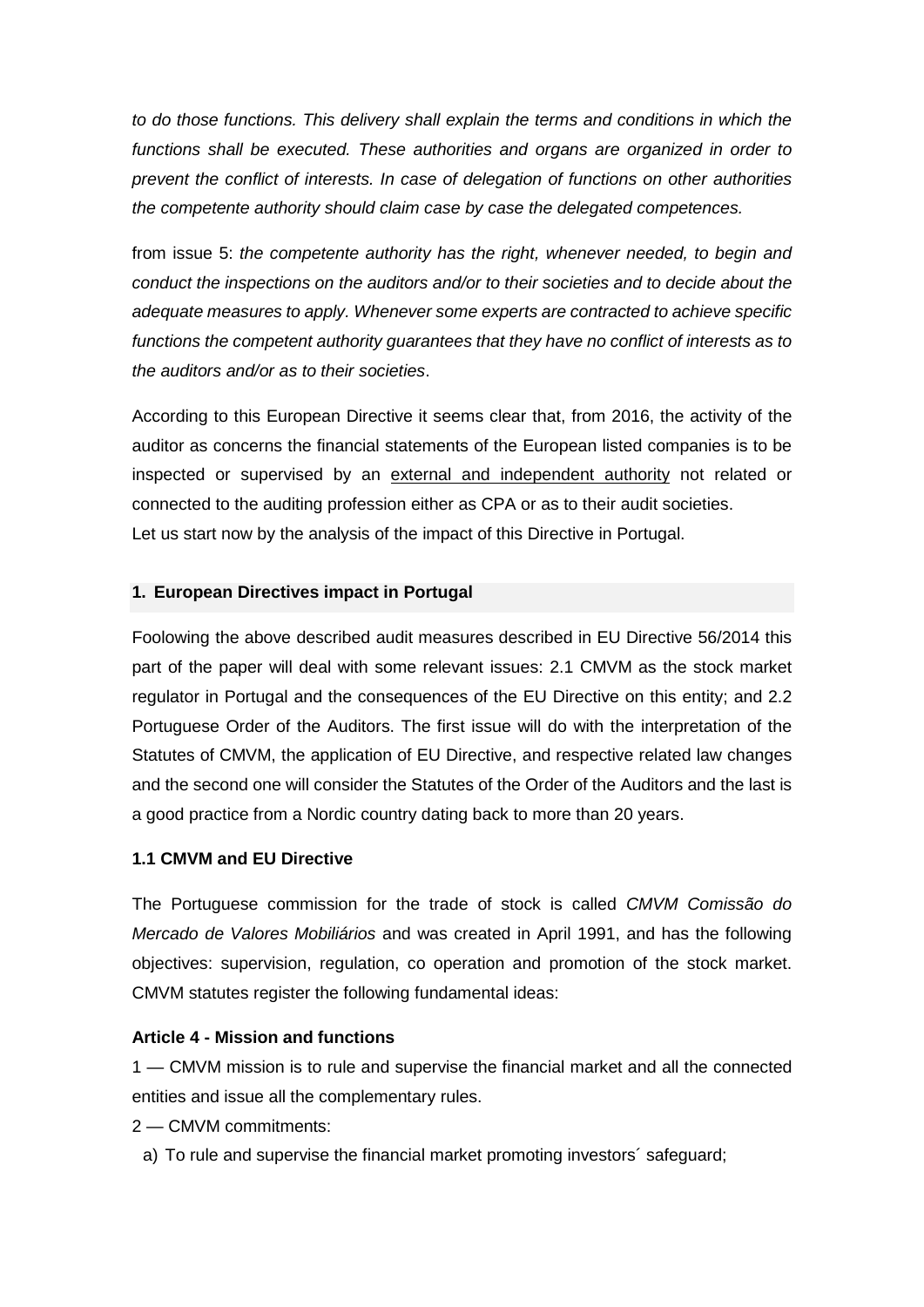*to do those functions. This delivery shall explain the terms and conditions in which the functions shall be executed. These authorities and organs are organized in order to prevent the conflict of interests. In case of delegation of functions on other authorities the competente authority should claim case by case the delegated competences.*

from issue 5: *the competente authority has the right, whenever needed, to begin and conduct the inspections on the auditors and/or to their societies and to decide about the adequate measures to apply. Whenever some experts are contracted to achieve specific functions the competent authority guarantees that they have no conflict of interests as to the auditors and/or as to their societies*.

According to this European Directive it seems clear that, from 2016, the activity of the auditor as concerns the financial statements of the European listed companies is to be inspected or supervised by an <u>external and independent authority</u> not related or connected to the auditing profession either as CPA or as to their audit societies.
Let us start now by the analysis of the impact of this Directive in Portugal.

## 1. European Directives impact in Portugal

Foolowing the above described audit measures described in EU Directive 56/2014 this part of the paper will deal with some relevant issues: 2.1 CMVM as the stock market regulator in Portugal and the consequences of the EU Directive on this entity; and 2.2 Portuguese Order of the Auditors. The first issue will do with the interpretation of the Statutes of CMVM, the application of EU Directive, and respective related law changes and the second one will consider the Statutes of the Order of the Auditors and the last is a good practice from a Nordic country dating back to more than 20 years.

### 1.1 CMVM and EU Directive

The Portuguese commission for the trade of stock is called *CMVM Comissão do Mercado de Valores Mobiliários* and was created in April 1991, and has the following objectives: supervision, regulation, co operation and promotion of the stock market. CMVM statutes register the following fundamental ideas:

**Article 4 - Mission and functions**

1 — CMVM mission is to rule and supervise the financial market and all the connected entities and issue all the complementary rules.

2 — CMVM commitments:

a) To rule and supervise the financial market promoting investors´ safeguard;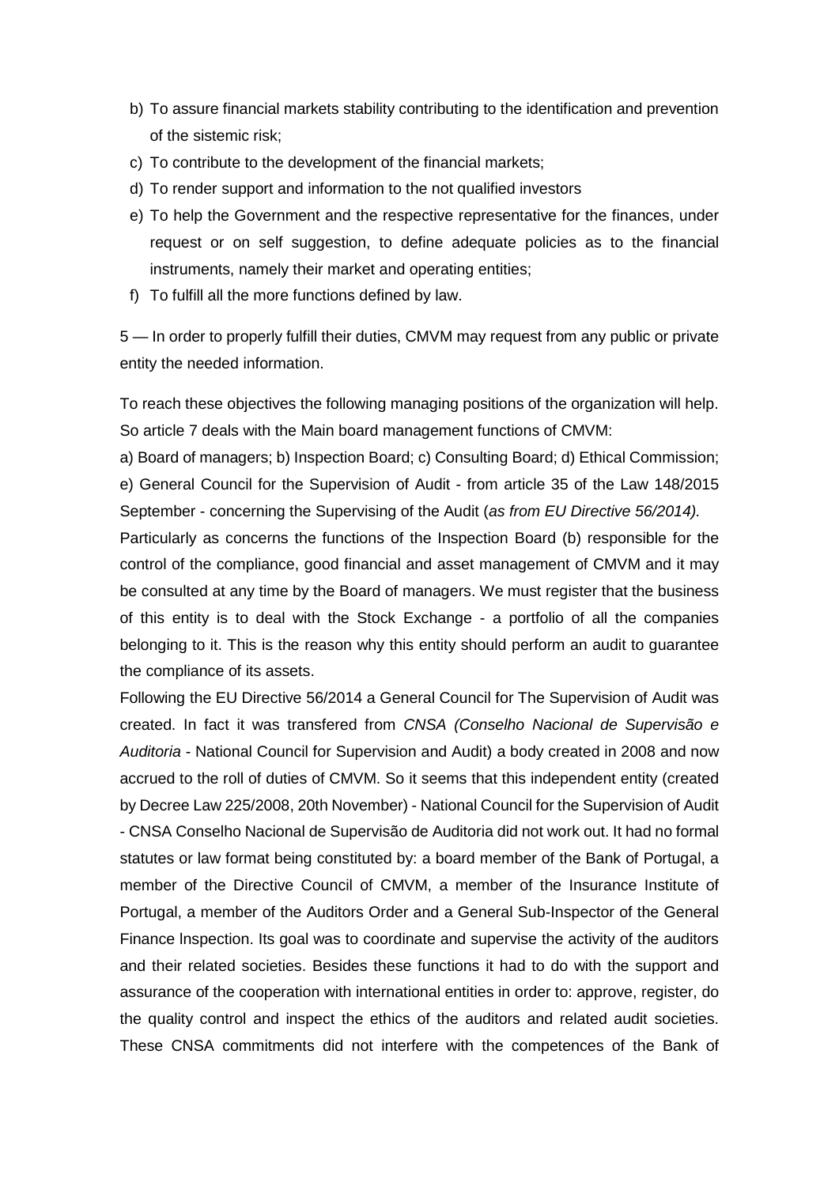b) To assure financial markets stability contributing to the identification and prevention of the sistemic risk;
c) To contribute to the development of the financial markets;
d) To render support and information to the not qualified investors
e) To help the Government and the respective representative for the finances, under request or on self suggestion, to define adequate policies as to the financial instruments, namely their market and operating entities;
f) To fulfill all the more functions defined by law.

5 — In order to properly fulfill their duties, CMVM may request from any public or private entity the needed information.

To reach these objectives the following managing positions of the organization will help. So article 7 deals with the Main board management functions of CMVM:

a) Board of managers; b) Inspection Board; c) Consulting Board; d) Ethical Commission; e) General Council for the Supervision of Audit - from article 35 of the Law 148/2015 September - concerning the Supervising of the Audit (*as from EU Directive 56/2014).*

Particularly as concerns the functions of the Inspection Board (b) responsible for the control of the compliance, good financial and asset management of CMVM and it may be consulted at any time by the Board of managers. We must register that the business of this entity is to deal with the Stock Exchange - a portfolio of all the companies belonging to it. This is the reason why this entity should perform an audit to guarantee the compliance of its assets.

Following the EU Directive 56/2014 a General Council for The Supervision of Audit was created. In fact it was transfered from *CNSA (Conselho Nacional de Supervisão e Auditoria* - National Council for Supervision and Audit) a body created in 2008 and now accrued to the roll of duties of CMVM. So it seems that this independent entity (created by Decree Law 225/2008, 20th November) - National Council for the Supervision of Audit - CNSA Conselho Nacional de Supervisão de Auditoria did not work out. It had no formal statutes or law format being constituted by: a board member of the Bank of Portugal, a member of the Directive Council of CMVM, a member of the Insurance Institute of Portugal, a member of the Auditors Order and a General Sub-Inspector of the General Finance Inspection. Its goal was to coordinate and supervise the activity of the auditors and their related societies. Besides these functions it had to do with the support and assurance of the cooperation with international entities in order to: approve, register, do the quality control and inspect the ethics of the auditors and related audit societies. These CNSA commitments did not interfere with the competences of the Bank of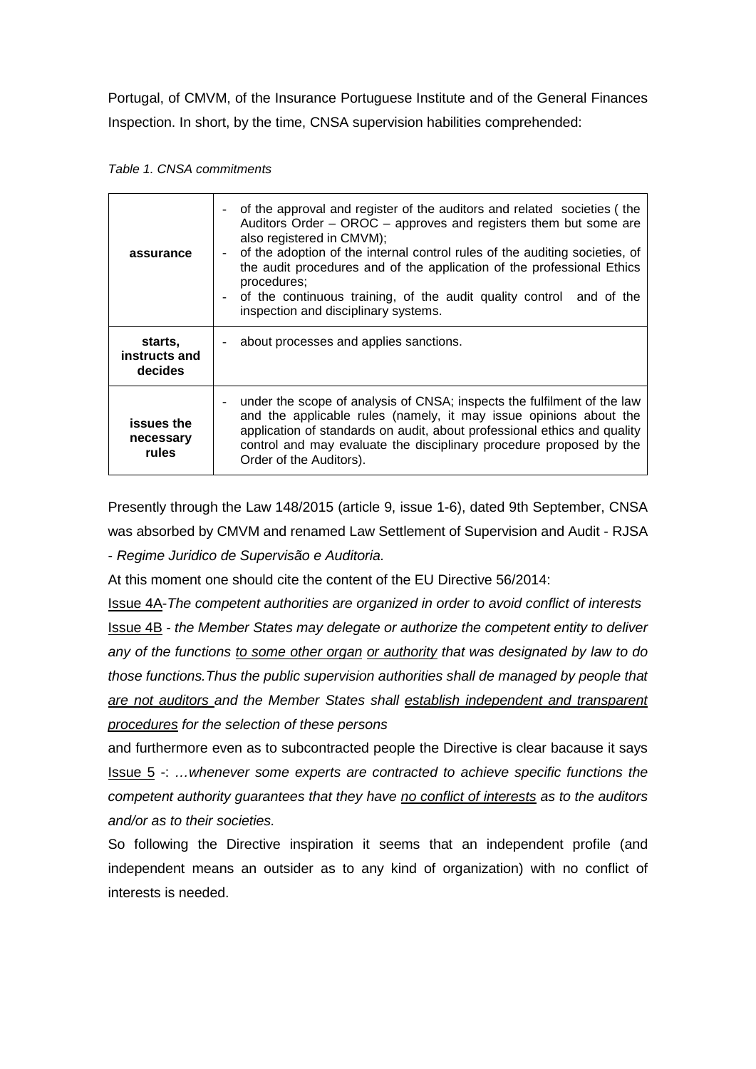Portugal, of CMVM, of the Insurance Portuguese Institute and of the General Finances Inspection. In short, by the time, CNSA supervision habilities comprehended:

*Table 1. CNSA commitments*

| | |
|---|---|
| **assurance** | - of the approval and register of the auditors and related societies ( the Auditors Order – OROC – approves and registers them but some are also registered in CMVM);<br>- of the adoption of the internal control rules of the auditing societies, of the audit procedures and of the application of the professional Ethics procedures;<br>- of the continuous training, of the audit quality control and of the inspection and disciplinary systems. |
| **starts, instructs and decides** | - about processes and applies sanctions. |
| **issues the necessary rules** | - under the scope of analysis of CNSA; inspects the fulfilment of the law and the applicable rules (namely, it may issue opinions about the application of standards on audit, about professional ethics and quality control and may evaluate the disciplinary procedure proposed by the Order of the Auditors). |

Presently through the Law 148/2015 (article 9, issue 1-6), dated 9th September, CNSA was absorbed by CMVM and renamed Law Settlement of Supervision and Audit - RJSA - *Regime Juridico de Supervisão e Auditoria.*

At this moment one should cite the content of the EU Directive 56/2014:

Issue 4A-*The competent authorities are organized in order to avoid conflict of interests*

Issue 4B - *the Member States may delegate or authorize the competent entity to deliver any of the functions to some other organ or authority that was designated by law to do those functions.Thus the public supervision authorities shall de managed by people that are not auditors and the Member States shall establish independent and transparent procedures for the selection of these persons*

and furthermore even as to subcontracted people the Directive is clear bacause it says Issue 5 -: *…whenever some experts are contracted to achieve specific functions the competent authority guarantees that they have no conflict of interests as to the auditors and/or as to their societies.*

So following the Directive inspiration it seems that an independent profile (and independent means an outsider as to any kind of organization) with no conflict of interests is needed.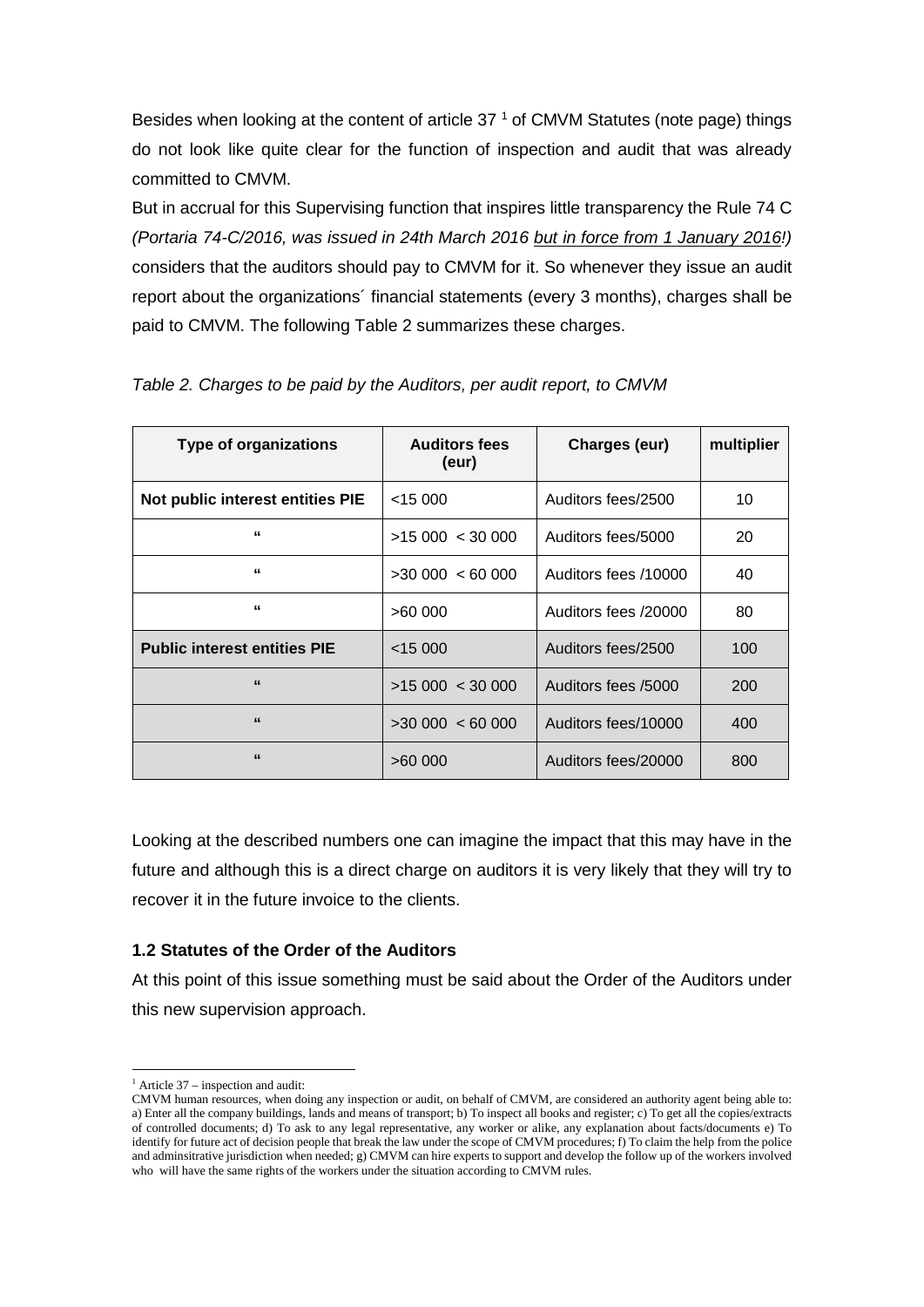Besides when looking at the content of article 37 [1] of CMVM Statutes (note page) things do not look like quite clear for the function of inspection and audit that was already committed to CMVM.

But in accrual for this Supervising function that inspires little transparency the Rule 74 C *(Portaria 74-C/2016, was issued in 24th March 2016 <u>but in force from 1 January 2016</u>!)* considers that the auditors should pay to CMVM for it. So whenever they issue an audit report about the organizations´ financial statements (every 3 months), charges shall be paid to CMVM. The following Table 2 summarizes these charges.

*Table 2. Charges to be paid by the Auditors, per audit report, to CMVM*

| Type of organizations | Auditors fees (eur) | Charges (eur) | multiplier |
|---|---|---|---|
| **Not public interest entities PIE** | <15 000 | Auditors fees/2500 | 10 |
| " | >15 000 < 30 000 | Auditors fees/5000 | 20 |
| " | >30 000 < 60 000 | Auditors fees /10000 | 40 |
| " | >60 000 | Auditors fees /20000 | 80 |
| **Public interest entities PIE** | <15 000 | Auditors fees/2500 | 100 |
| " | >15 000 < 30 000 | Auditors fees /5000 | 200 |
| " | >30 000 < 60 000 | Auditors fees/10000 | 400 |
| " | >60 000 | Auditors fees/20000 | 800 |

Looking at the described numbers one can imagine the impact that this may have in the future and although this is a direct charge on auditors it is very likely that they will try to recover it in the future invoice to the clients.

### 1.2 Statutes of the Order of the Auditors

At this point of this issue something must be said about the Order of the Auditors under this new supervision approach.

---

[1] Article 37 – inspection and audit:
CMVM human resources, when doing any inspection or audit, on behalf of CMVM, are considered an authority agent being able to: a) Enter all the company buildings, lands and means of transport; b) To inspect all books and register; c) To get all the copies/extracts of controlled documents; d) To ask to any legal representative, any worker or alike, any explanation about facts/documents e) To identify for future act of decision people that break the law under the scope of CMVM procedures; f) To claim the help from the police and adminsitrative jurisdiction when needed; g) CMVM can hire experts to support and develop the follow up of the workers involved who will have the same rights of the workers under the situation according to CMVM rules.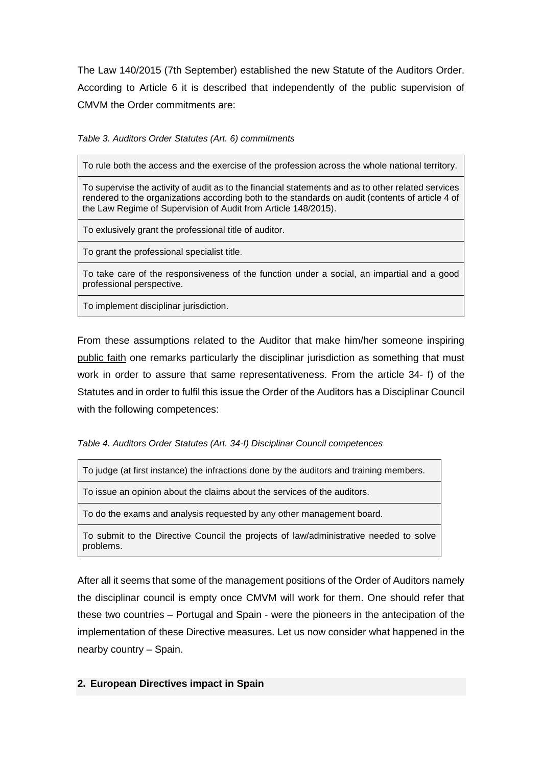The Law 140/2015 (7th September) established the new Statute of the Auditors Order. According to Article 6 it is described that independently of the public supervision of CMVM the Order commitments are:

*Table 3. Auditors Order Statutes (Art. 6) commitments*

| |
|---|
| To rule both the access and the exercise of the profession across the whole national territory. |
| To supervise the activity of audit as to the financial statements and as to other related services rendered to the organizations according both to the standards on audit (contents of article 4 of the Law Regime of Supervision of Audit from Article 148/2015). |
| To exlusively grant the professional title of auditor. |
| To grant the professional specialist title. |
| To take care of the responsiveness of the function under a social, an impartial and a good professional perspective. |
| To implement disciplinar jurisdiction. |

From these assumptions related to the Auditor that make him/her someone inspiring public faith one remarks particularly the disciplinar jurisdiction as something that must work in order to assure that same representativeness. From the article 34- f) of the Statutes and in order to fulfil this issue the Order of the Auditors has a Disciplinar Council with the following competences:

*Table 4. Auditors Order Statutes (Art. 34-f) Disciplinar Council competences*

| |
|---|
| To judge (at first instance) the infractions done by the auditors and training members. |
| To issue an opinion about the claims about the services of the auditors. |
| To do the exams and analysis requested by any other management board. |
| To submit to the Directive Council the projects of law/administrative needed to solve problems. |

After all it seems that some of the management positions of the Order of Auditors namely the disciplinar council is empty once CMVM will work for them. One should refer that these two countries – Portugal and Spain - were the pioneers in the antecipation of the implementation of these Directive measures. Let us now consider what happened in the nearby country – Spain.

## 2. European Directives impact in Spain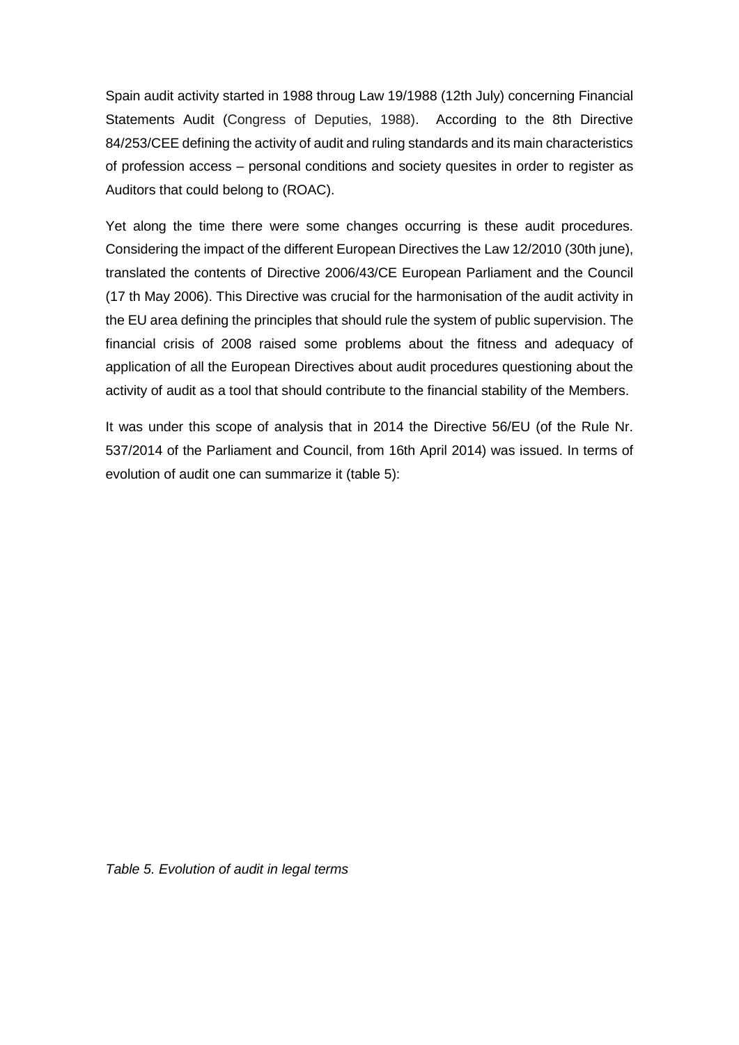Spain audit activity started in 1988 throug Law 19/1988 (12th July) concerning Financial Statements Audit (Congress of Deputies, 1988). According to the 8th Directive 84/253/CEE defining the activity of audit and ruling standards and its main characteristics of profession access – personal conditions and society quesites in order to register as Auditors that could belong to (ROAC).

Yet along the time there were some changes occurring is these audit procedures. Considering the impact of the different European Directives the Law 12/2010 (30th june), translated the contents of Directive 2006/43/CE European Parliament and the Council (17 th May 2006). This Directive was crucial for the harmonisation of the audit activity in the EU area defining the principles that should rule the system of public supervision. The financial crisis of 2008 raised some problems about the fitness and adequacy of application of all the European Directives about audit procedures questioning about the activity of audit as a tool that should contribute to the financial stability of the Members.

It was under this scope of analysis that in 2014 the Directive 56/EU (of the Rule Nr. 537/2014 of the Parliament and Council, from 16th April 2014) was issued. In terms of evolution of audit one can summarize it (table 5):

*Table 5. Evolution of audit in legal terms*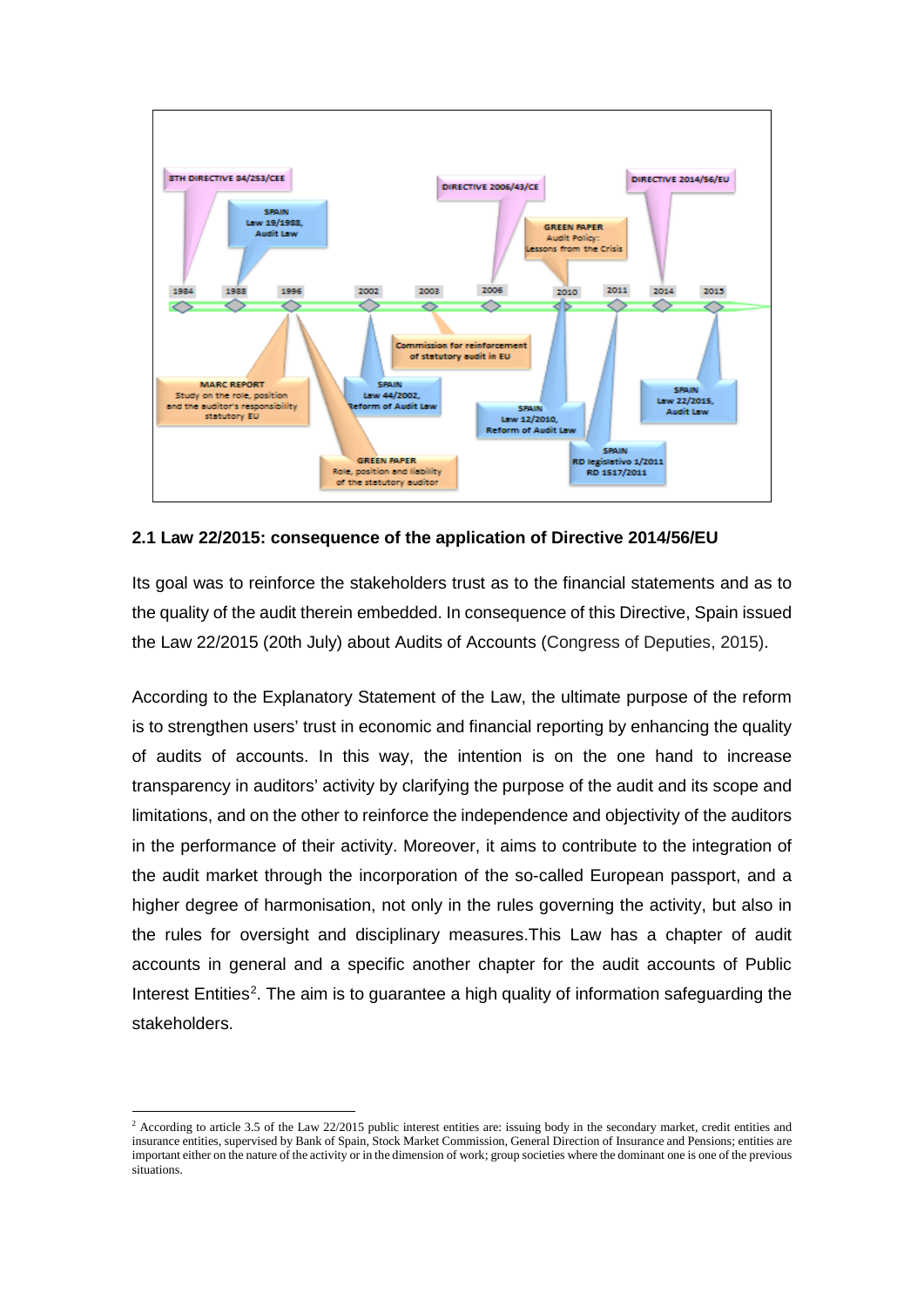## 2.1 Law 22/2015: consequence of the application of Directive 2014/56/EU

Its goal was to reinforce the stakeholders trust as to the financial statements and as to the quality of the audit therein embedded. In consequence of this Directive, Spain issued the Law 22/2015 (20th July) about Audits of Accounts (Congress of Deputies, 2015).

According to the Explanatory Statement of the Law, the ultimate purpose of the reform is to strengthen users' trust in economic and financial reporting by enhancing the quality of audits of accounts. In this way, the intention is on the one hand to increase transparency in auditors' activity by clarifying the purpose of the audit and its scope and limitations, and on the other to reinforce the independence and objectivity of the auditors in the performance of their activity. Moreover, it aims to contribute to the integration of the audit market through the incorporation of the so-called European passport, and a higher degree of harmonisation, not only in the rules governing the activity, but also in the rules for oversight and disciplinary measures.This Law has a chapter of audit accounts in general and a specific another chapter for the audit accounts of Public Interest Entities[2]. The aim is to guarantee a high quality of information safeguarding the stakeholders.

[2] According to article 3.5 of the Law 22/2015 public interest entities are: issuing body in the secondary market, credit entities and insurance entities, supervised by Bank of Spain, Stock Market Commission, General Direction of Insurance and Pensions; entities are important either on the nature of the activity or in the dimension of work; group societies where the dominant one is one of the previous situations.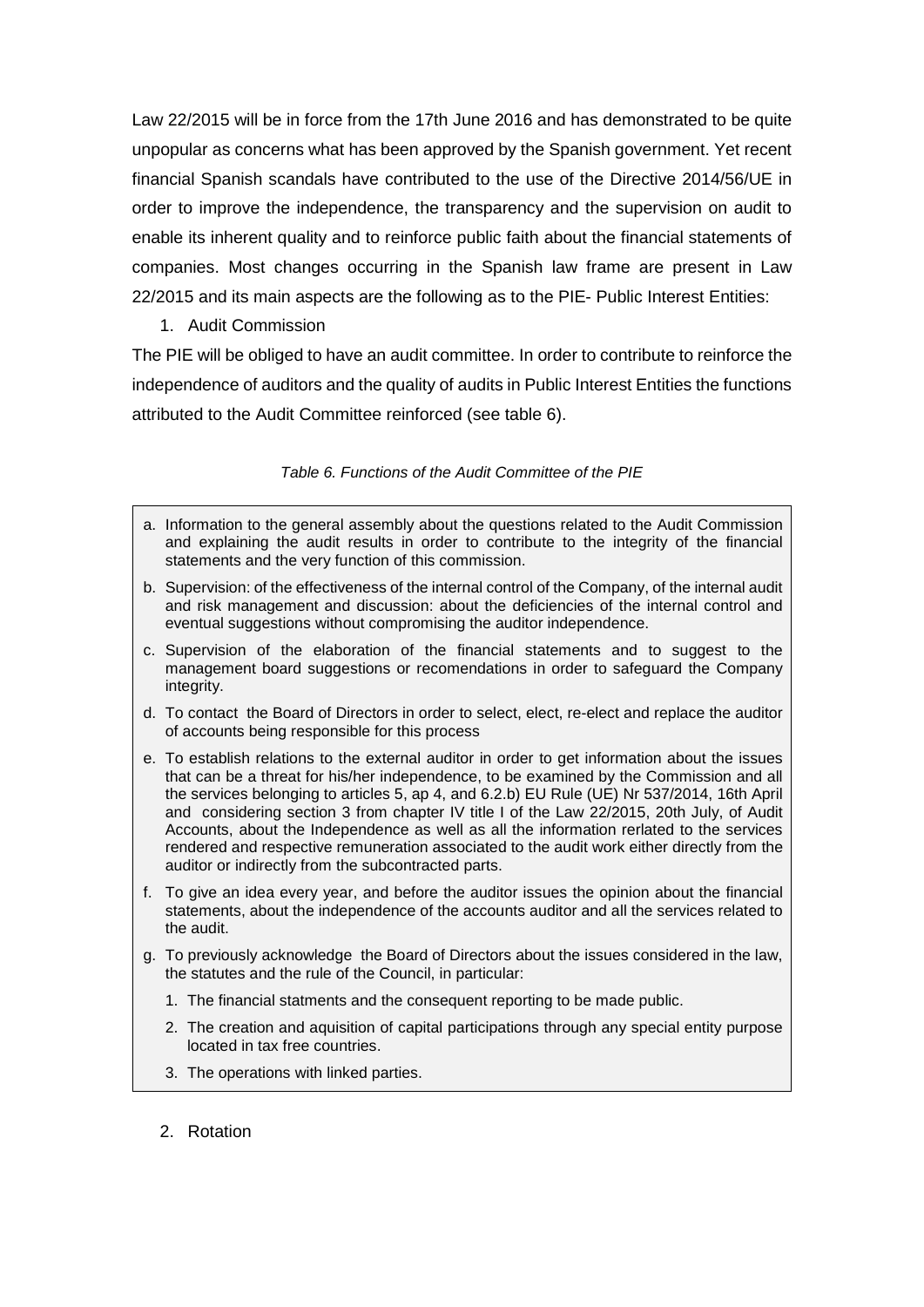Law 22/2015 will be in force from the 17th June 2016 and has demonstrated to be quite unpopular as concerns what has been approved by the Spanish government. Yet recent financial Spanish scandals have contributed to the use of the Directive 2014/56/UE in order to improve the independence, the transparency and the supervision on audit to enable its inherent quality and to reinforce public faith about the financial statements of companies. Most changes occurring in the Spanish law frame are present in Law 22/2015 and its main aspects are the following as to the PIE- Public Interest Entities:

1. Audit Commission

The PIE will be obliged to have an audit committee. In order to contribute to reinforce the independence of auditors and the quality of audits in Public Interest Entities the functions attributed to the Audit Committee reinforced (see table 6).

*Table 6. Functions of the Audit Committee of the PIE*

a. Information to the general assembly about the questions related to the Audit Commission and explaining the audit results in order to contribute to the integrity of the financial statements and the very function of this commission.

b. Supervision: of the effectiveness of the internal control of the Company, of the internal audit and risk management and discussion: about the deficiencies of the internal control and eventual suggestions without compromising the auditor independence.

c. Supervision of the elaboration of the financial statements and to suggest to the management board suggestions or recomendations in order to safeguard the Company integrity.

d. To contact the Board of Directors in order to select, elect, re-elect and replace the auditor of accounts being responsible for this process

e. To establish relations to the external auditor in order to get information about the issues that can be a threat for his/her independence, to be examined by the Commission and all the services belonging to articles 5, ap 4, and 6.2.b) EU Rule (UE) Nr 537/2014, 16th April and considering section 3 from chapter IV title I of the Law 22/2015, 20th July, of Audit Accounts, about the Independence as well as all the information rerlated to the services rendered and respective remuneration associated to the audit work either directly from the auditor or indirectly from the subcontracted parts.

f. To give an idea every year, and before the auditor issues the opinion about the financial statements, about the independence of the accounts auditor and all the services related to the audit.

g. To previously acknowledge the Board of Directors about the issues considered in the law, the statutes and the rule of the Council, in particular:

   1. The financial statments and the consequent reporting to be made public.
   2. The creation and aquisition of capital participations through any special entity purpose located in tax free countries.
   3. The operations with linked parties.

2. Rotation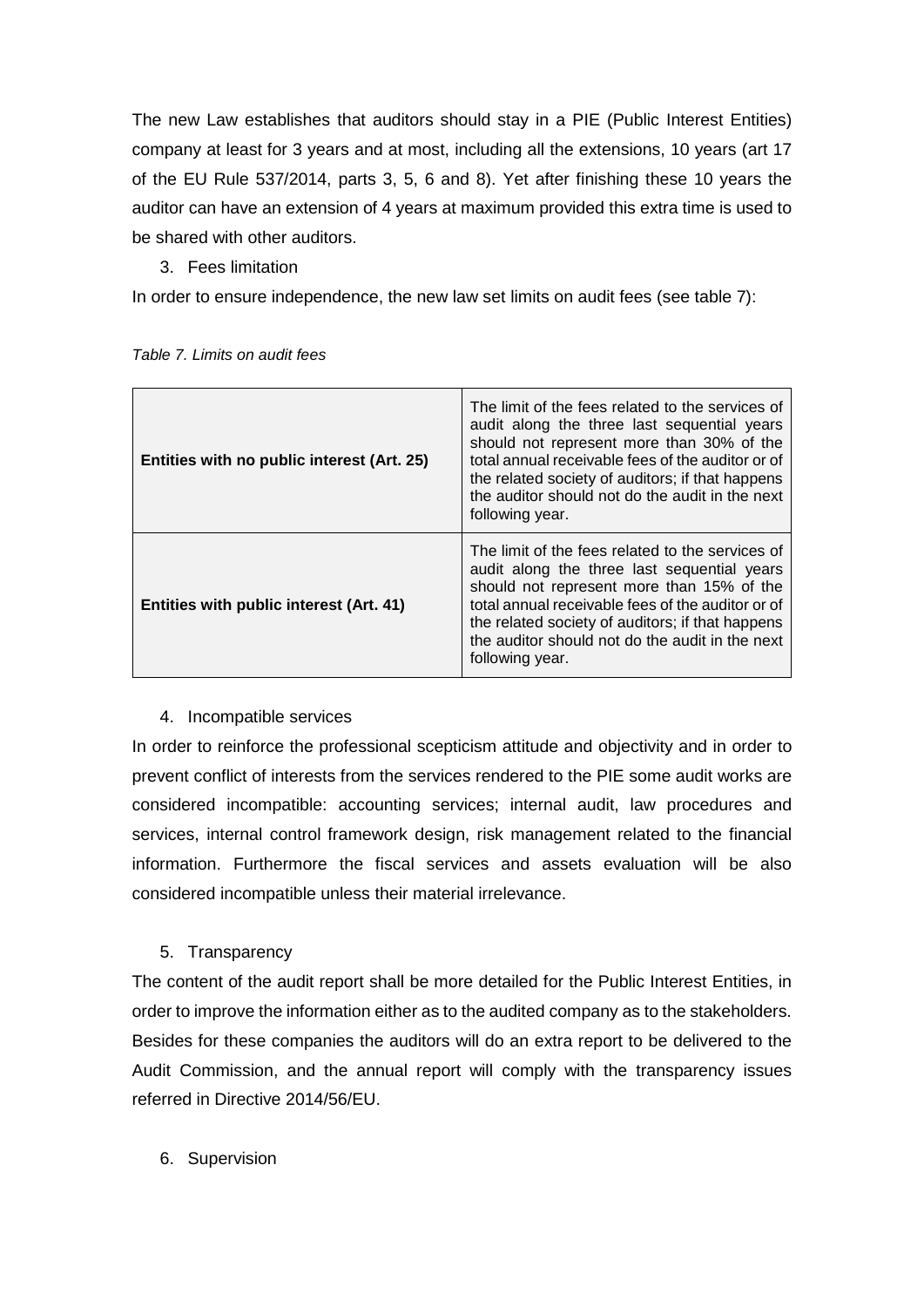The new Law establishes that auditors should stay in a PIE (Public Interest Entities) company at least for 3 years and at most, including all the extensions, 10 years (art 17 of the EU Rule 537/2014, parts 3, 5, 6 and 8). Yet after finishing these 10 years the auditor can have an extension of 4 years at maximum provided this extra time is used to be shared with other auditors.

3. Fees limitation

In order to ensure independence, the new law set limits on audit fees (see table 7):

*Table 7. Limits on audit fees*

| | |
|---|---|
| **Entities with no public interest (Art. 25)** | The limit of the fees related to the services of audit along the three last sequential years should not represent more than 30% of the total annual receivable fees of the auditor or of the related society of auditors; if that happens the auditor should not do the audit in the next following year. |
| **Entities with public interest (Art. 41)** | The limit of the fees related to the services of audit along the three last sequential years should not represent more than 15% of the total annual receivable fees of the auditor or of the related society of auditors; if that happens the auditor should not do the audit in the next following year. |

4. Incompatible services

In order to reinforce the professional scepticism attitude and objectivity and in order to prevent conflict of interests from the services rendered to the PIE some audit works are considered incompatible: accounting services; internal audit, law procedures and services, internal control framework design, risk management related to the financial information. Furthermore the fiscal services and assets evaluation will be also considered incompatible unless their material irrelevance.

5. Transparency

The content of the audit report shall be more detailed for the Public Interest Entities, in order to improve the information either as to the audited company as to the stakeholders. Besides for these companies the auditors will do an extra report to be delivered to the Audit Commission, and the annual report will comply with the transparency issues referred in Directive 2014/56/EU.

6. Supervision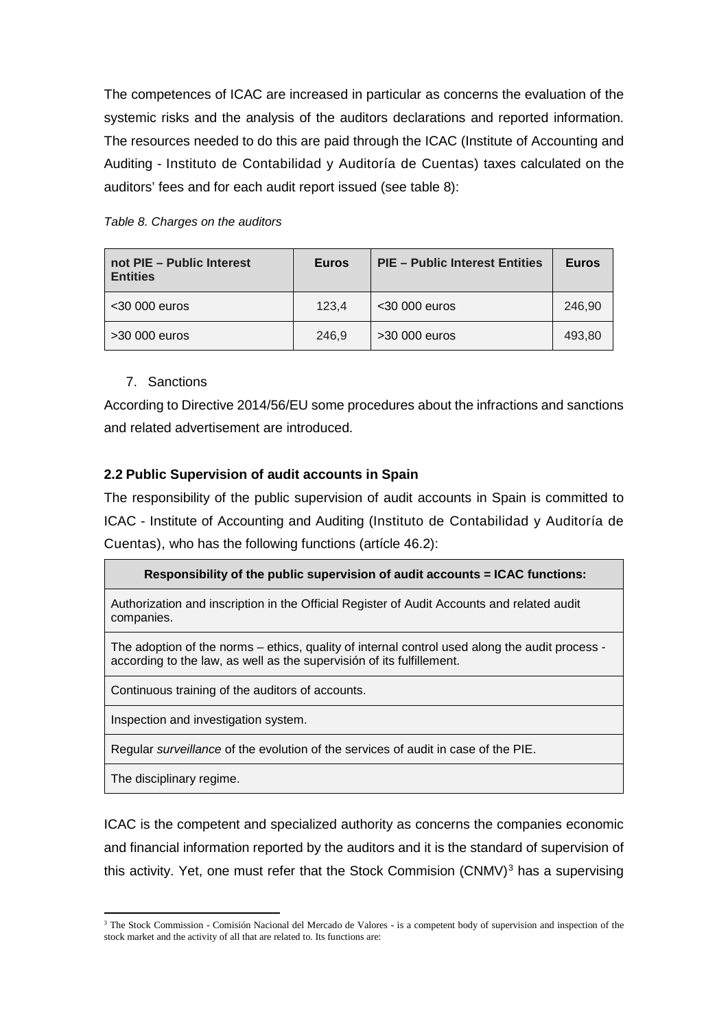The competences of ICAC are increased in particular as concerns the evaluation of the systemic risks and the analysis of the auditors declarations and reported information. The resources needed to do this are paid through the ICAC (Institute of Accounting and Auditing - Instituto de Contabilidad y Auditoría de Cuentas) taxes calculated on the auditors' fees and for each audit report issued (see table 8):

*Table 8. Charges on the auditors*

| not PIE – Public Interest Entities | Euros | PIE – Public Interest Entities | Euros |
|---|---|---|---|
| <30 000 euros | 123,4 | <30 000 euros | 246,90 |
| >30 000 euros | 246,9 | >30 000 euros | 493,80 |

7. Sanctions

According to Directive 2014/56/EU some procedures about the infractions and sanctions and related advertisement are introduced.

### 2.2 Public Supervision of audit accounts in Spain

The responsibility of the public supervision of audit accounts in Spain is committed to ICAC - Institute of Accounting and Auditing (Instituto de Contabilidad y Auditoría de Cuentas), who has the following functions (artícle 46.2):

| Responsibility of the public supervision of audit accounts = ICAC functions: |
|---|
| Authorization and inscription in the Official Register of Audit Accounts and related audit companies. |
| The adoption of the norms – ethics, quality of internal control used along the audit process - according to the law, as well as the supervisión of its fulfillement. |
| Continuous training of the auditors of accounts. |
| Inspection and investigation system. |
| Regular *surveillance* of the evolution of the services of audit in case of the PIE. |
| The disciplinary regime. |

ICAC is the competent and specialized authority as concerns the companies economic and financial information reported by the auditors and it is the standard of supervision of this activity. Yet, one must refer that the Stock Commision (CNMV)[3] has a supervising

[3] The Stock Commission - Comisión Nacional del Mercado de Valores - is a competent body of supervision and inspection of the stock market and the activity of all that are related to. Its functions are: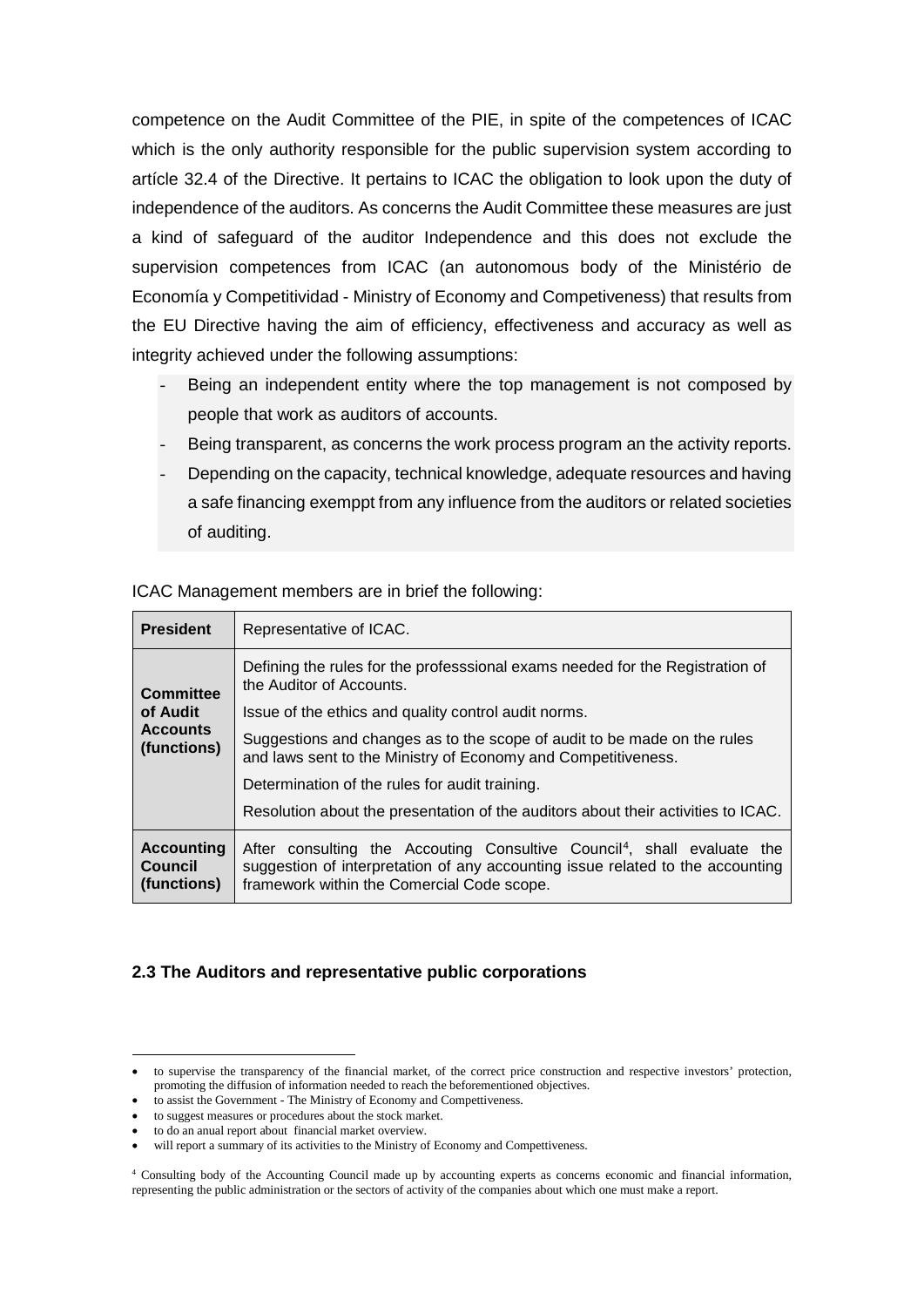competence on the Audit Committee of the PIE, in spite of the competences of ICAC which is the only authority responsible for the public supervision system according to artícle 32.4 of the Directive. It pertains to ICAC the obligation to look upon the duty of independence of the auditors. As concerns the Audit Committee these measures are just a kind of safeguard of the auditor Independence and this does not exclude the supervision competences from ICAC (an autonomous body of the Ministério de Economía y Competitividad - Ministry of Economy and Competiveness) that results from the EU Directive having the aim of efficiency, effectiveness and accuracy as well as integrity achieved under the following assumptions:

- Being an independent entity where the top management is not composed by people that work as auditors of accounts.
- Being transparent, as concerns the work process program an the activity reports.
- Depending on the capacity, technical knowledge, adequate resources and having a safe financing exemppt from any influence from the auditors or related societies of auditing.

ICAC Management members are in brief the following:

| **President** | Representative of ICAC. |
|---|---|
| **Committee of Audit Accounts (functions)** | Defining the rules for the professsional exams needed for the Registration of the Auditor of Accounts.<br>Issue of the ethics and quality control audit norms.<br>Suggestions and changes as to the scope of audit to be made on the rules and laws sent to the Ministry of Economy and Competitiveness.<br>Determination of the rules for audit training.<br>Resolution about the presentation of the auditors about their activities to ICAC. |
| **Accounting Council (functions)** | After consulting the Accouting Consultive Council[4], shall evaluate the suggestion of interpretation of any accounting issue related to the accounting framework within the Comercial Code scope. |

### 2.3 The Auditors and representative public corporations

---

- to supervise the transparency of the financial market, of the correct price construction and respective investors' protection, promoting the diffusion of information needed to reach the beforementioned objectives.
- to assist the Government - The Ministry of Economy and Competitiveness.
- to suggest measures or procedures about the stock market.
- to do an anual report about financial market overview.
- will report a summary of its activities to the Ministry of Economy and Competitiveness.

[4] Consulting body of the Accounting Council made up by accounting experts as concerns economic and financial information, representing the public administration or the sectors of activity of the companies about which one must make a report.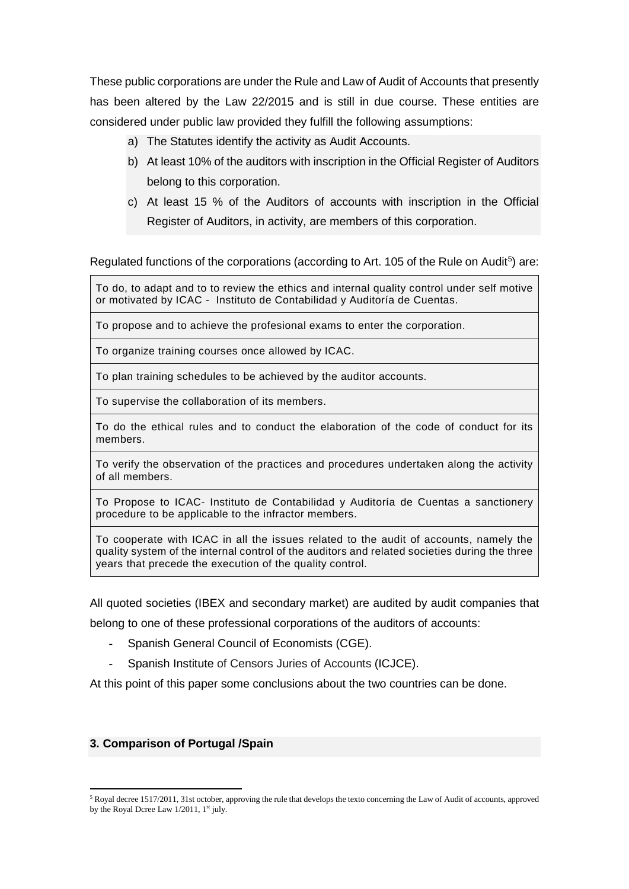These public corporations are under the Rule and Law of Audit of Accounts that presently has been altered by the Law 22/2015 and is still in due course. These entities are considered under public law provided they fulfill the following assumptions:

a) The Statutes identify the activity as Audit Accounts.
b) At least 10% of the auditors with inscription in the Official Register of Auditors belong to this corporation.
c) At least 15 % of the Auditors of accounts with inscription in the Official Register of Auditors, in activity, are members of this corporation.

Regulated functions of the corporations (according to Art. 105 of the Rule on Audit[5]) are:

| |
|---|
| To do, to adapt and to to review the ethics and internal quality control under self motive or motivated by ICAC - Instituto de Contabilidad y Auditoría de Cuentas. |
| To propose and to achieve the profesional exams to enter the corporation. |
| To organize training courses once allowed by ICAC. |
| To plan training schedules to be achieved by the auditor accounts. |
| To supervise the collaboration of its members. |
| To do the ethical rules and to conduct the elaboration of the code of conduct for its members. |
| To verify the observation of the practices and procedures undertaken along the activity of all members. |
| To Propose to ICAC- Instituto de Contabilidad y Auditoría de Cuentas a sanctionery procedure to be applicable to the infractor members. |
| To cooperate with ICAC in all the issues related to the audit of accounts, namely the quality system of the internal control of the auditors and related societies during the three years that precede the execution of the quality control. |

All quoted societies (IBEX and secondary market) are audited by audit companies that belong to one of these professional corporations of the auditors of accounts:

- Spanish General Council of Economists (CGE).
- Spanish Institute of Censors Juries of Accounts (ICJCE).

At this point of this paper some conclusions about the two countries can be done.

## 3. Comparison of Portugal /Spain

[5] Royal decree 1517/2011, 31st october, approving the rule that develops the texto concerning the Law of Audit of accounts, approved by the Royal Dcree Law 1/2011, 1st july.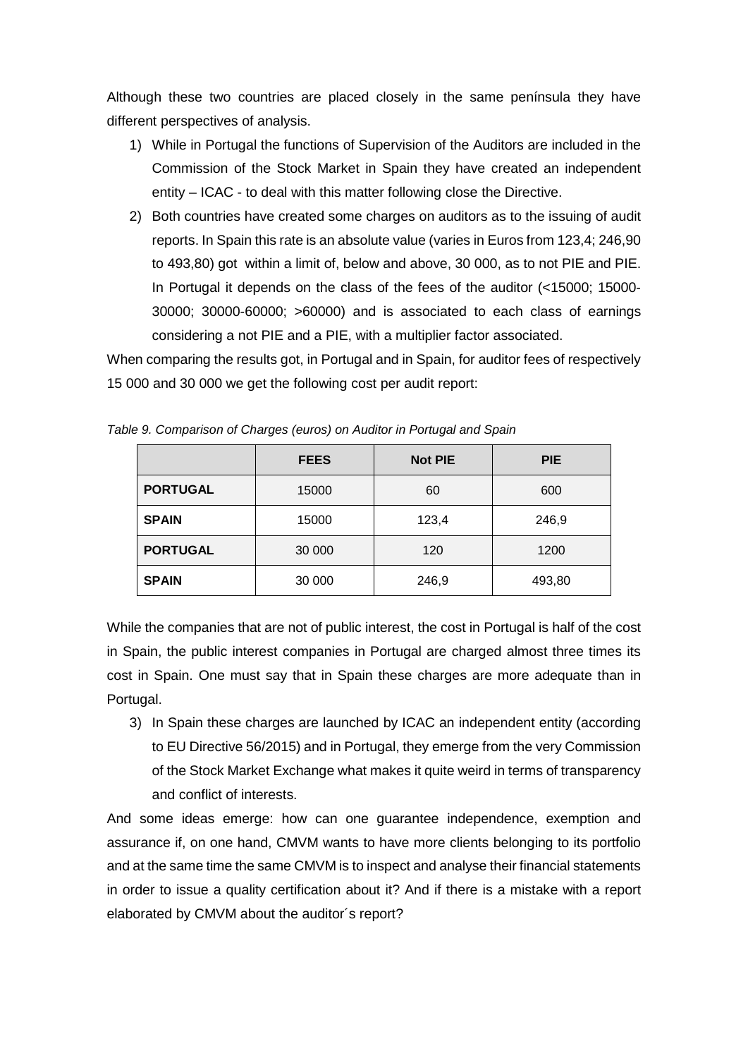Although these two countries are placed closely in the same península they have different perspectives of analysis.

1) While in Portugal the functions of Supervision of the Auditors are included in the Commission of the Stock Market in Spain they have created an independent entity – ICAC - to deal with this matter following close the Directive.
2) Both countries have created some charges on auditors as to the issuing of audit reports. In Spain this rate is an absolute value (varies in Euros from 123,4; 246,90 to 493,80) got within a limit of, below and above, 30 000, as to not PIE and PIE. In Portugal it depends on the class of the fees of the auditor (<15000; 15000-30000; 30000-60000; >60000) and is associated to each class of earnings considering a not PIE and a PIE, with a multiplier factor associated.

When comparing the results got, in Portugal and in Spain, for auditor fees of respectively 15 000 and 30 000 we get the following cost per audit report:

*Table 9. Comparison of Charges (euros) on Auditor in Portugal and Spain*

| | FEES | Not PIE | PIE |
|---|---|---|---|
| **PORTUGAL** | 15000 | 60 | 600 |
| **SPAIN** | 15000 | 123,4 | 246,9 |
| **PORTUGAL** | 30 000 | 120 | 1200 |
| **SPAIN** | 30 000 | 246,9 | 493,80 |

While the companies that are not of public interest, the cost in Portugal is half of the cost in Spain, the public interest companies in Portugal are charged almost three times its cost in Spain. One must say that in Spain these charges are more adequate than in Portugal.

3) In Spain these charges are launched by ICAC an independent entity (according to EU Directive 56/2015) and in Portugal, they emerge from the very Commission of the Stock Market Exchange what makes it quite weird in terms of transparency and conflict of interests.

And some ideas emerge: how can one guarantee independence, exemption and assurance if, on one hand, CMVM wants to have more clients belonging to its portfolio and at the same time the same CMVM is to inspect and analyse their financial statements in order to issue a quality certification about it? And if there is a mistake with a report elaborated by CMVM about the auditor´s report?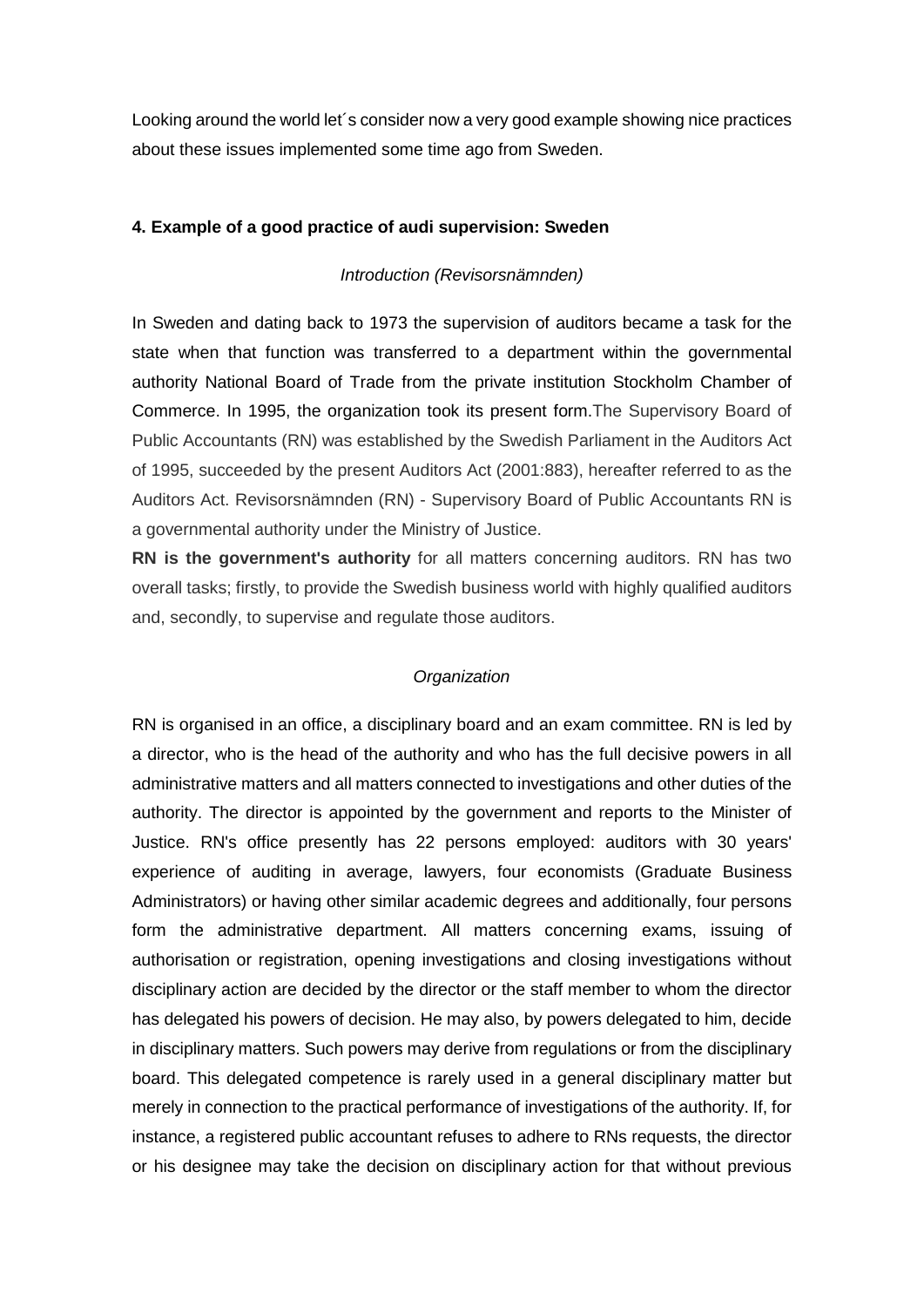Looking around the world let´s consider now a very good example showing nice practices about these issues implemented some time ago from Sweden.

### 4. Example of a good practice of audi supervision: Sweden

*Introduction (Revisorsnämnden)*

In Sweden and dating back to 1973 the supervision of auditors became a task for the state when that function was transferred to a department within the governmental authority National Board of Trade from the private institution Stockholm Chamber of Commerce. In 1995, the organization took its present form.The Supervisory Board of Public Accountants (RN) was established by the Swedish Parliament in the Auditors Act of 1995, succeeded by the present Auditors Act (2001:883), hereafter referred to as the Auditors Act. Revisorsnämnden (RN) - Supervisory Board of Public Accountants RN is a governmental authority under the Ministry of Justice.

**RN is the government's authority** for all matters concerning auditors. RN has two overall tasks; firstly, to provide the Swedish business world with highly qualified auditors and, secondly, to supervise and regulate those auditors.

*Organization*

RN is organised in an office, a disciplinary board and an exam committee. RN is led by a director, who is the head of the authority and who has the full decisive powers in all administrative matters and all matters connected to investigations and other duties of the authority. The director is appointed by the government and reports to the Minister of Justice. RN's office presently has 22 persons employed: auditors with 30 years' experience of auditing in average, lawyers, four economists (Graduate Business Administrators) or having other similar academic degrees and additionally, four persons form the administrative department. All matters concerning exams, issuing of authorisation or registration, opening investigations and closing investigations without disciplinary action are decided by the director or the staff member to whom the director has delegated his powers of decision. He may also, by powers delegated to him, decide in disciplinary matters. Such powers may derive from regulations or from the disciplinary board. This delegated competence is rarely used in a general disciplinary matter but merely in connection to the practical performance of investigations of the authority. If, for instance, a registered public accountant refuses to adhere to RNs requests, the director or his designee may take the decision on disciplinary action for that without previous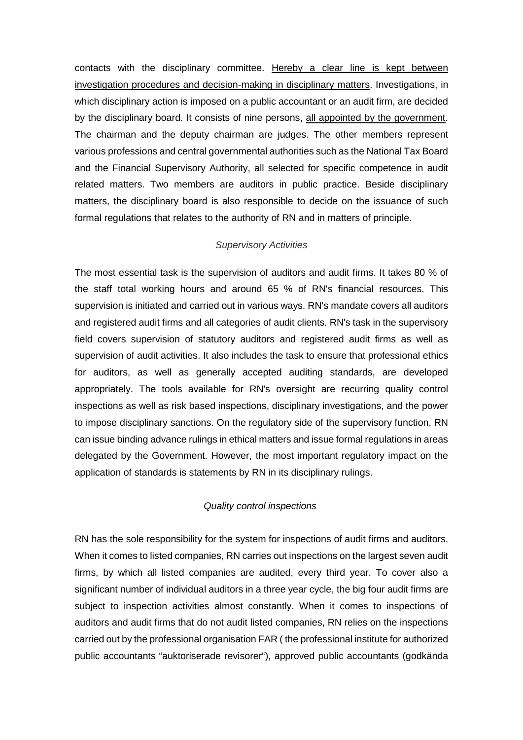contacts with the disciplinary committee. <u>Hereby a clear line is kept between investigation procedures and decision-making in disciplinary matters</u>. Investigations, in which disciplinary action is imposed on a public accountant or an audit firm, are decided by the disciplinary board. It consists of nine persons, <u>all appointed by the government</u>. The chairman and the deputy chairman are judges. The other members represent various professions and central governmental authorities such as the National Tax Board and the Financial Supervisory Authority, all selected for specific competence in audit related matters. Two members are auditors in public practice. Beside disciplinary matters, the disciplinary board is also responsible to decide on the issuance of such formal regulations that relates to the authority of RN and in matters of principle.

*Supervisory Activities*

The most essential task is the supervision of auditors and audit firms. It takes 80 % of the staff total working hours and around 65 % of RN's financial resources. This supervision is initiated and carried out in various ways. RN's mandate covers all auditors and registered audit firms and all categories of audit clients. RN's task in the supervisory field covers supervision of statutory auditors and registered audit firms as well as supervision of audit activities. It also includes the task to ensure that professional ethics for auditors, as well as generally accepted auditing standards, are developed appropriately. The tools available for RN's oversight are recurring quality control inspections as well as risk based inspections, disciplinary investigations, and the power to impose disciplinary sanctions. On the regulatory side of the supervisory function, RN can issue binding advance rulings in ethical matters and issue formal regulations in areas delegated by the Government. However, the most important regulatory impact on the application of standards is statements by RN in its disciplinary rulings.

*Quality control inspections*

RN has the sole responsibility for the system for inspections of audit firms and auditors. When it comes to listed companies, RN carries out inspections on the largest seven audit firms, by which all listed companies are audited, every third year. To cover also a significant number of individual auditors in a three year cycle, the big four audit firms are subject to inspection activities almost constantly. When it comes to inspections of auditors and audit firms that do not audit listed companies, RN relies on the inspections carried out by the professional organisation FAR ( the professional institute for authorized public accountants "auktoriserade revisorer"), approved public accountants (godkända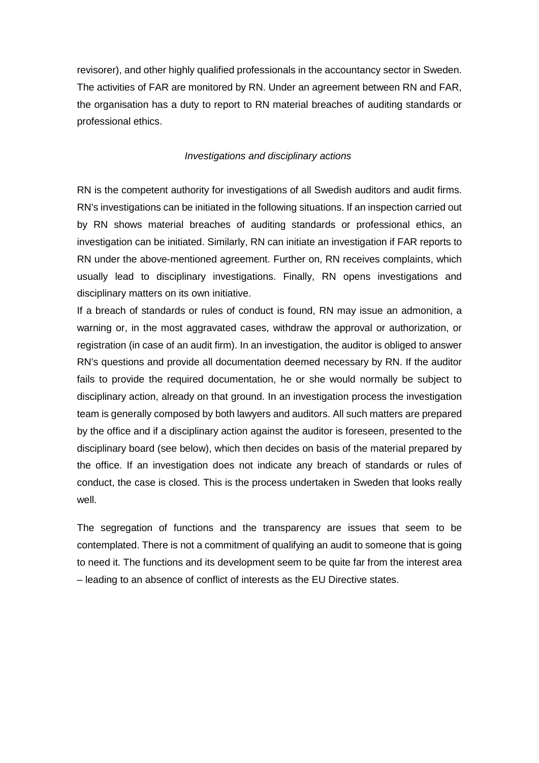revisorer), and other highly qualified professionals in the accountancy sector in Sweden. The activities of FAR are monitored by RN. Under an agreement between RN and FAR, the organisation has a duty to report to RN material breaches of auditing standards or professional ethics.

*Investigations and disciplinary actions*

RN is the competent authority for investigations of all Swedish auditors and audit firms. RN's investigations can be initiated in the following situations. If an inspection carried out by RN shows material breaches of auditing standards or professional ethics, an investigation can be initiated. Similarly, RN can initiate an investigation if FAR reports to RN under the above-mentioned agreement. Further on, RN receives complaints, which usually lead to disciplinary investigations. Finally, RN opens investigations and disciplinary matters on its own initiative.

If a breach of standards or rules of conduct is found, RN may issue an admonition, a warning or, in the most aggravated cases, withdraw the approval or authorization, or registration (in case of an audit firm). In an investigation, the auditor is obliged to answer RN's questions and provide all documentation deemed necessary by RN. If the auditor fails to provide the required documentation, he or she would normally be subject to disciplinary action, already on that ground. In an investigation process the investigation team is generally composed by both lawyers and auditors. All such matters are prepared by the office and if a disciplinary action against the auditor is foreseen, presented to the disciplinary board (see below), which then decides on basis of the material prepared by the office. If an investigation does not indicate any breach of standards or rules of conduct, the case is closed. This is the process undertaken in Sweden that looks really well.

The segregation of functions and the transparency are issues that seem to be contemplated. There is not a commitment of qualifying an audit to someone that is going to need it. The functions and its development seem to be quite far from the interest area – leading to an absence of conflict of interests as the EU Directive states.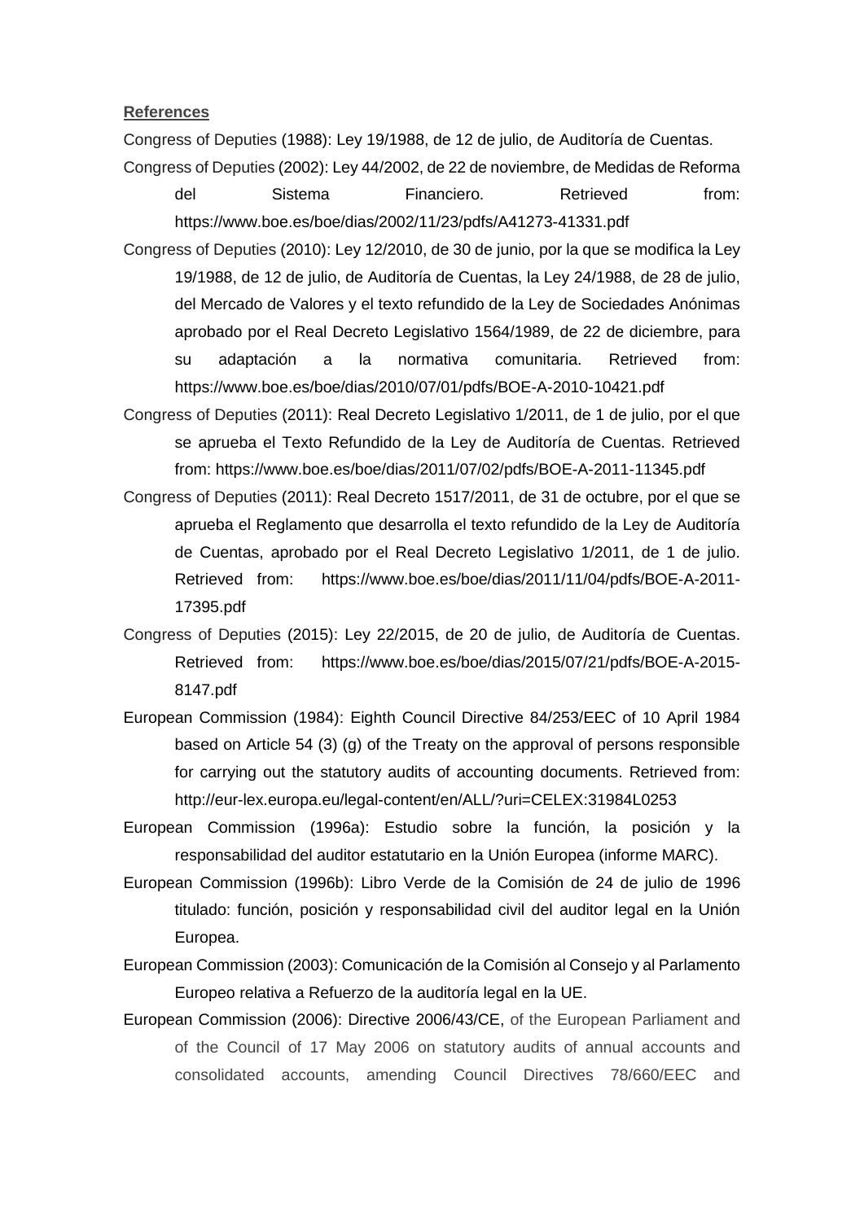**References**

Congress of Deputies (1988): Ley 19/1988, de 12 de julio, de Auditoría de Cuentas.

Congress of Deputies (2002): Ley 44/2002, de 22 de noviembre, de Medidas de Reforma del Sistema Financiero. Retrieved from: https://www.boe.es/boe/dias/2002/11/23/pdfs/A41273-41331.pdf

Congress of Deputies (2010): Ley 12/2010, de 30 de junio, por la que se modifica la Ley 19/1988, de 12 de julio, de Auditoría de Cuentas, la Ley 24/1988, de 28 de julio, del Mercado de Valores y el texto refundido de la Ley de Sociedades Anónimas aprobado por el Real Decreto Legislativo 1564/1989, de 22 de diciembre, para su adaptación a la normativa comunitaria. Retrieved from: https://www.boe.es/boe/dias/2010/07/01/pdfs/BOE-A-2010-10421.pdf

Congress of Deputies (2011): Real Decreto Legislativo 1/2011, de 1 de julio, por el que se aprueba el Texto Refundido de la Ley de Auditoría de Cuentas. Retrieved from: https://www.boe.es/boe/dias/2011/07/02/pdfs/BOE-A-2011-11345.pdf

Congress of Deputies (2011): Real Decreto 1517/2011, de 31 de octubre, por el que se aprueba el Reglamento que desarrolla el texto refundido de la Ley de Auditoría de Cuentas, aprobado por el Real Decreto Legislativo 1/2011, de 1 de julio. Retrieved from: https://www.boe.es/boe/dias/2011/11/04/pdfs/BOE-A-2011-17395.pdf

Congress of Deputies (2015): Ley 22/2015, de 20 de julio, de Auditoría de Cuentas. Retrieved from: https://www.boe.es/boe/dias/2015/07/21/pdfs/BOE-A-2015-8147.pdf

European Commission (1984): Eighth Council Directive 84/253/EEC of 10 April 1984 based on Article 54 (3) (g) of the Treaty on the approval of persons responsible for carrying out the statutory audits of accounting documents. Retrieved from: http://eur-lex.europa.eu/legal-content/en/ALL/?uri=CELEX:31984L0253

European Commission (1996a): Estudio sobre la función, la posición y la responsabilidad del auditor estatutario en la Unión Europea (informe MARC).

European Commission (1996b): Libro Verde de la Comisión de 24 de julio de 1996 titulado: función, posición y responsabilidad civil del auditor legal en la Unión Europea.

European Commission (2003): Comunicación de la Comisión al Consejo y al Parlamento Europeo relativa a Refuerzo de la auditoría legal en la UE.

European Commission (2006): Directive 2006/43/CE, of the European Parliament and of the Council of 17 May 2006 on statutory audits of annual accounts and consolidated accounts, amending Council Directives 78/660/EEC and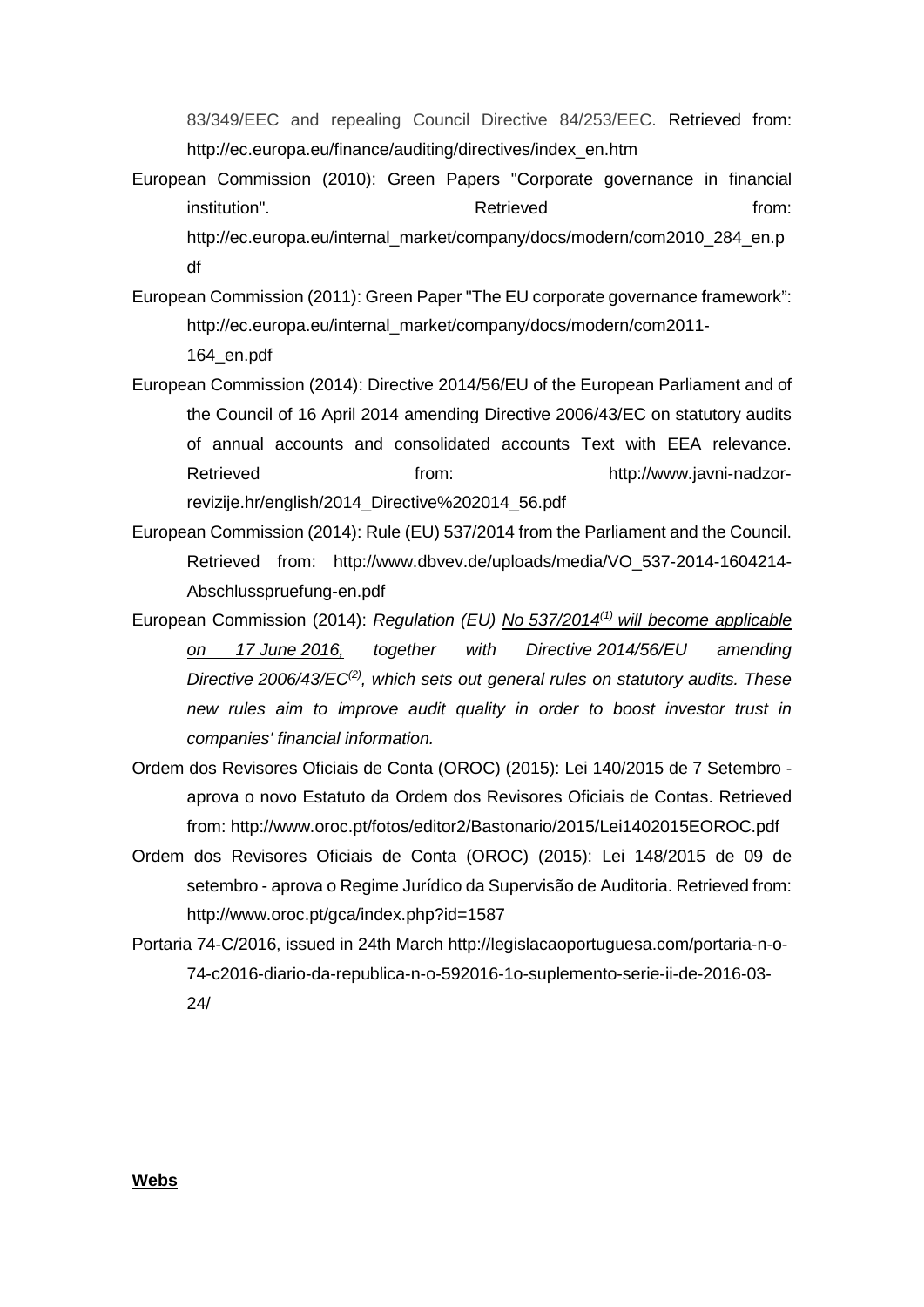83/349/EEC and repealing Council Directive 84/253/EEC. Retrieved from: http://ec.europa.eu/finance/auditing/directives/index_en.htm

European Commission (2010): Green Papers "Corporate governance in financial institution". Retrieved from: http://ec.europa.eu/internal_market/company/docs/modern/com2010_284_en.pdf

European Commission (2011): Green Paper "The EU corporate governance framework": http://ec.europa.eu/internal_market/company/docs/modern/com2011-164_en.pdf

European Commission (2014): Directive 2014/56/EU of the European Parliament and of the Council of 16 April 2014 amending Directive 2006/43/EC on statutory audits of annual accounts and consolidated accounts Text with EEA relevance. Retrieved from: http://www.javni-nadzor-revizije.hr/english/2014_Directive%202014_56.pdf

European Commission (2014): Rule (EU) 537/2014 from the Parliament and the Council. Retrieved from: http://www.dbvev.de/uploads/media/VO_537-2014-1604214-Abschlusspruefung-en.pdf

European Commission (2014): *Regulation (EU) No 537/2014[1] will become applicable on 17 June 2016, together with Directive 2014/56/EU amending Directive 2006/43/EC[2], which sets out general rules on statutory audits. These new rules aim to improve audit quality in order to boost investor trust in companies' financial information.*

Ordem dos Revisores Oficiais de Conta (OROC) (2015): Lei 140/2015 de 7 Setembro - aprova o novo Estatuto da Ordem dos Revisores Oficiais de Contas. Retrieved from: http://www.oroc.pt/fotos/editor2/Bastonario/2015/Lei1402015EOROC.pdf

Ordem dos Revisores Oficiais de Conta (OROC) (2015): Lei 148/2015 de 09 de setembro - aprova o Regime Jurídico da Supervisão de Auditoria. Retrieved from: http://www.oroc.pt/gca/index.php?id=1587

Portaria 74-C/2016, issued in 24th March http://legislacaoportuguesa.com/portaria-n-o-74-c2016-diario-da-republica-n-o-592016-1o-suplemento-serie-ii-de-2016-03-24/

**Webs**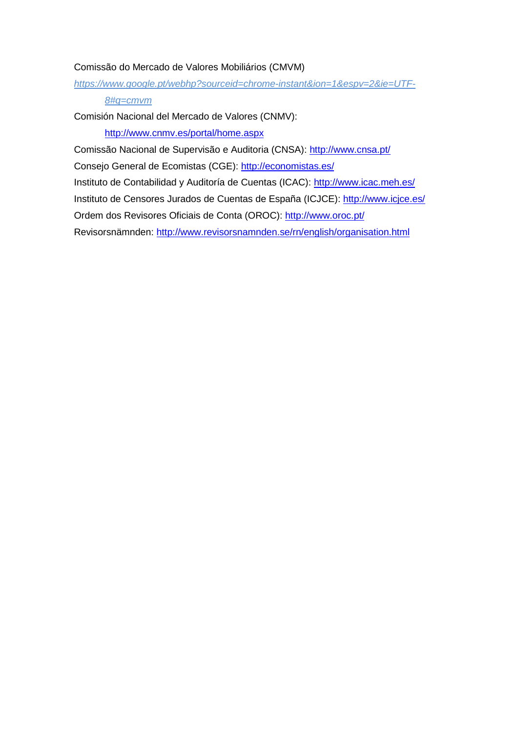Comissão do Mercado de Valores Mobiliários (CMVM)

*https://www.google.pt/webhp?sourceid=chrome-instant&ion=1&espv=2&ie=UTF-8#q=cmvm*

Comisión Nacional del Mercado de Valores (CNMV):

http://www.cnmv.es/portal/home.aspx

Comissão Nacional de Supervisão e Auditoria (CNSA): http://www.cnsa.pt/

Consejo General de Ecomistas (CGE): http://economistas.es/

Instituto de Contabilidad y Auditoría de Cuentas (ICAC): http://www.icac.meh.es/

Instituto de Censores Jurados de Cuentas de España (ICJCE): http://www.icjce.es/

Ordem dos Revisores Oficiais de Conta (OROC): http://www.oroc.pt/

Revisorsnämnden: http://www.revisorsnamnden.se/rn/english/organisation.html